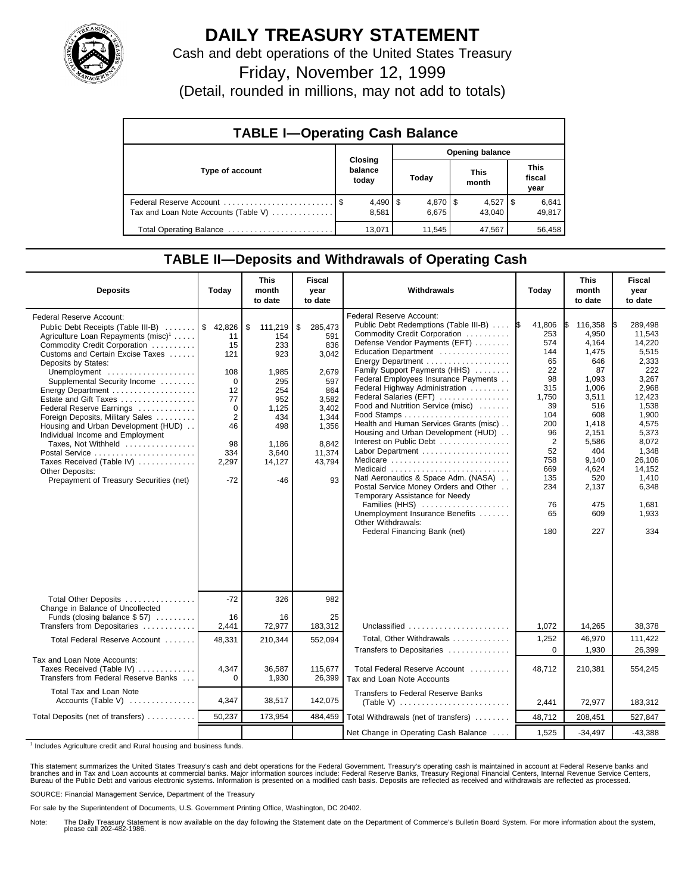# DAILY TREASURY STATEMENT

Cash and debt operations of the United States Treasury

Friday, November 12, 1999

(Detail, rounded in millions, may not add to totals)

## TABLE I—Operating Cash Balance

| Type of account | Closing balance today | Opening balance Today | This month | This fiscal year |
|---|---|---|---|---|
| Federal Reserve Account | $ 4,490 | $ 4,870 | $ 4,527 | $ 6,641 |
| Tax and Loan Note Accounts (Table V) | 8,581 | 6,675 | 43,040 | 49,817 |
| Total Operating Balance | 13,071 | 11,545 | 47,567 | 56,458 |

## TABLE II—Deposits and Withdrawals of Operating Cash

| Deposits | Today | This month to date | Fiscal year to date |
|---|---|---|---|
| Federal Reserve Account: | | | |
| Public Debt Receipts (Table III-B) | $ 42,826 | $ 111,219 | $ 285,473 |
| Agriculture Loan Repayments (misc)[1] | 11 | 154 | 591 |
| Commodity Credit Corporation | 15 | 233 | 836 |
| Customs and Certain Excise Taxes | 121 | 923 | 3,042 |
| Deposits by States: | | | |
| Unemployment | 108 | 1,985 | 2,679 |
| Supplemental Security Income | 0 | 295 | 597 |
| Energy Department | 12 | 254 | 864 |
| Estate and Gift Taxes | 77 | 952 | 3,582 |
| Federal Reserve Earnings | 0 | 1,125 | 3,402 |
| Foreign Deposits, Military Sales | 2 | 434 | 1,344 |
| Housing and Urban Development (HUD) | 46 | 498 | 1,356 |
| Individual Income and Employment Taxes, Not Withheld | 98 | 1,186 | 8,842 |
| Postal Service | 334 | 3,640 | 11,374 |
| Taxes Received (Table IV) | 2,297 | 14,127 | 43,794 |
| Other Deposits: | | | |
| Prepayment of Treasury Securities (net) | -72 | -46 | 93 |
| Total Other Deposits | -72 | 326 | 982 |
| Change in Balance of Uncollected Funds (closing balance $ 57) | 16 | 16 | 25 |
| Transfers from Depositaries | 2,441 | 72,977 | 183,312 |
| Total Federal Reserve Account | 48,331 | 210,344 | 552,094 |
| Tax and Loan Note Accounts: | | | |
| Taxes Received (Table IV) | 4,347 | 36,587 | 115,677 |
| Transfers from Federal Reserve Banks | 0 | 1,930 | 26,399 |
| Total Tax and Loan Note Accounts (Table V) | 4,347 | 38,517 | 142,075 |
| Total Deposits (net of transfers) | 50,237 | 173,954 | 484,459 |

| Withdrawals | Today | This month to date | Fiscal year to date |
|---|---|---|---|
| Federal Reserve Account: | | | |
| Public Debt Redemptions (Table III-B) | $ 41,806 | $ 116,358 | $ 289,498 |
| Commodity Credit Corporation | 253 | 4,950 | 11,543 |
| Defense Vendor Payments (EFT) | 574 | 4,164 | 14,220 |
| Education Department | 144 | 1,475 | 5,515 |
| Energy Department | 65 | 646 | 2,333 |
| Family Support Payments (HHS) | 22 | 87 | 222 |
| Federal Employees Insurance Payments | 98 | 1,093 | 3,267 |
| Federal Highway Administration | 315 | 1,006 | 2,968 |
| Federal Salaries (EFT) | 1,750 | 3,511 | 12,423 |
| Food and Nutrition Service (misc) | 39 | 516 | 1,538 |
| Food Stamps | 104 | 608 | 1,900 |
| Health and Human Services Grants (misc) | 200 | 1,418 | 4,575 |
| Housing and Urban Development (HUD) | 96 | 2,151 | 5,373 |
| Interest on Public Debt | 2 | 5,586 | 8,072 |
| Labor Department | 52 | 404 | 1,348 |
| Medicare | 758 | 9,140 | 26,106 |
| Medicaid | 669 | 4,624 | 14,152 |
| Natl Aeronautics & Space Adm. (NASA) | 135 | 520 | 1,410 |
| Postal Service Money Orders and Other | 234 | 2,137 | 6,348 |
| Temporary Assistance for Needy Families (HHS) | 76 | 475 | 1,681 |
| Unemployment Insurance Benefits | 65 | 609 | 1,933 |
| Other Withdrawals: | | | |
| Federal Financing Bank (net) | 180 | 227 | 334 |
| Unclassified | 1,072 | 14,265 | 38,378 |
| Total, Other Withdrawals | 1,252 | 46,970 | 111,422 |
| Transfers to Depositaries | 0 | 1,930 | 26,399 |
| Total Federal Reserve Account | 48,712 | 210,381 | 554,245 |
| Tax and Loan Note Accounts | | | |
| Transfers to Federal Reserve Banks (Table V) | 2,441 | 72,977 | 183,312 |
| Total Withdrawals (net of transfers) | 48,712 | 208,451 | 527,847 |
| Net Change in Operating Cash Balance | 1,525 | -34,497 | -43,388 |

[1] Includes Agriculture credit and Rural housing and business funds.

This statement summarizes the United States Treasury's cash and debt operations for the Federal Government. Treasury's operating cash is maintained in account at Federal Reserve banks and branches and in Tax and Loan accounts at commercial banks. Major information sources include: Federal Reserve Banks, Treasury Regional Financial Centers, Internal Revenue Service Centers, Bureau of the Public Debt and various electronic systems. Information is presented on a modified cash basis. Deposits are reflected as received and withdrawals are reflected as processed.

SOURCE: Financial Management Service, Department of the Treasury

For sale by the Superintendent of Documents, U.S. Government Printing Office, Washington, DC 20402.

Note: The Daily Treasury Statement is now available on the day following the Statement date on the Department of Commerce's Bulletin Board System. For more information about the system, please call 202-482-1986.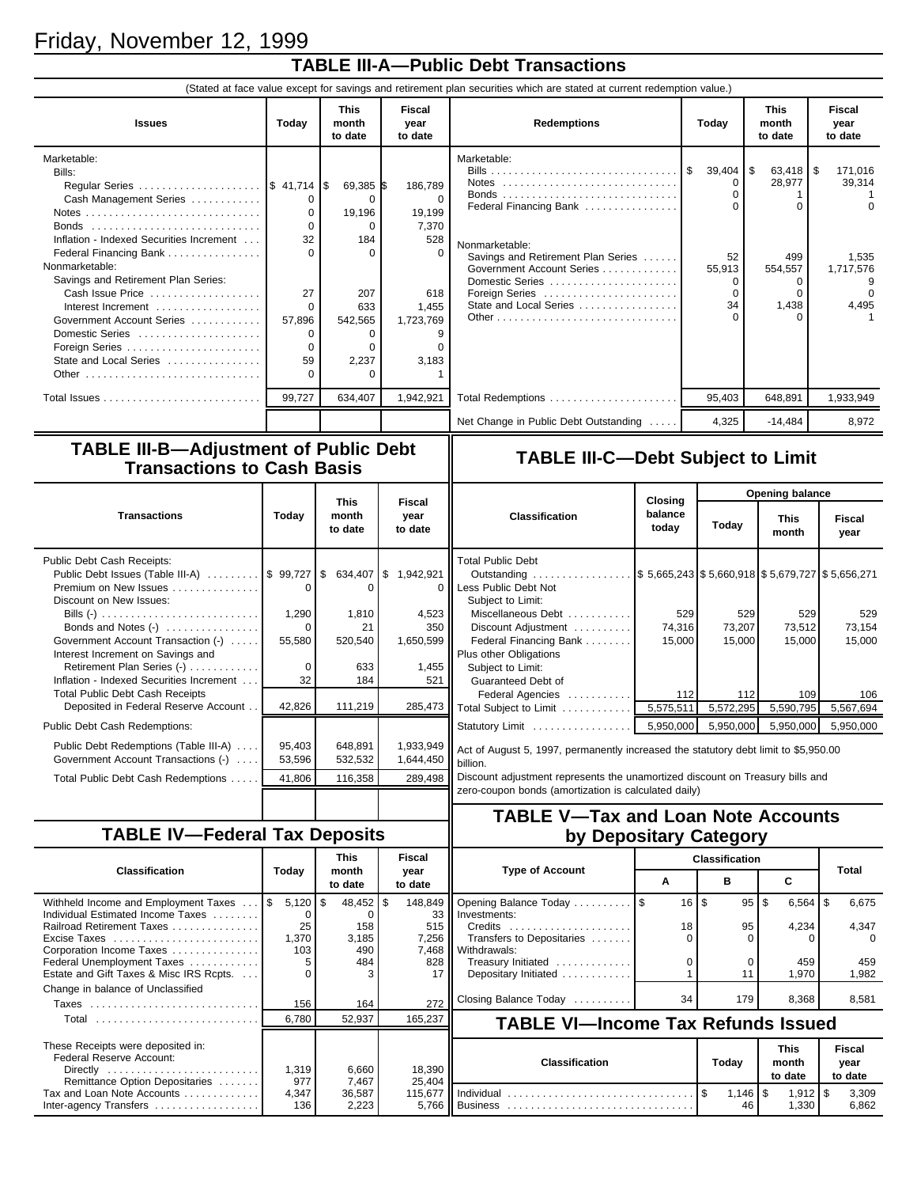Friday, November 12, 1999

## TABLE III-A—Public Debt Transactions

(Stated at face value except for savings and retirement plan securities which are stated at current redemption value.)

| Issues | Today | This month to date | Fiscal year to date |
|---|---|---|---|
| Marketable: | | | |
| Bills: | | | |
| Regular Series | $ 41,714 | $ 69,385 | $ 186,789 |
| Cash Management Series | 0 | 0 | 0 |
| Notes | 0 | 19,196 | 19,199 |
| Bonds | 0 | 0 | 7,370 |
| Inflation - Indexed Securities Increment | 32 | 184 | 528 |
| Federal Financing Bank | 0 | 0 | 0 |
| Nonmarketable: | | | |
| Savings and Retirement Plan Series: | | | |
| Cash Issue Price | 27 | 207 | 618 |
| Interest Increment | 0 | 633 | 1,455 |
| Government Account Series | 57,896 | 542,565 | 1,723,769 |
| Domestic Series | 0 | 0 | 9 |
| Foreign Series | 0 | 0 | 0 |
| State and Local Series | 59 | 2,237 | 3,183 |
| Other | 0 | 0 | 1 |
| Total Issues | 99,727 | 634,407 | 1,942,921 |

| Redemptions | Today | This month to date | Fiscal year to date |
|---|---|---|---|
| Marketable: | | | |
| Bills | $ 39,404 | $ 63,418 | $ 171,016 |
| Notes | 0 | 28,977 | 39,314 |
| Bonds | 0 | 1 | 1 |
| Federal Financing Bank | 0 | 0 | 0 |
| Nonmarketable: | | | |
| Savings and Retirement Plan Series | 52 | 499 | 1,535 |
| Government Account Series | 55,913 | 554,557 | 1,717,576 |
| Domestic Series | 0 | 0 | 9 |
| Foreign Series | 0 | 0 | 0 |
| State and Local Series | 34 | 1,438 | 4,495 |
| Other | 0 | 0 | 1 |
| Total Redemptions | 95,403 | 648,891 | 1,933,949 |
| Net Change in Public Debt Outstanding | 4,325 | -14,484 | 8,972 |

## TABLE III-B—Adjustment of Public Debt Transactions to Cash Basis

| Transactions | Today | This month to date | Fiscal year to date |
|---|---|---|---|
| Public Debt Cash Receipts: | | | |
| Public Debt Issues (Table III-A) | $ 99,727 | $ 634,407 | $ 1,942,921 |
| Premium on New Issues | 0 | 0 | 0 |
| Discount on New Issues: | | | |
| Bills (-) | 1,290 | 1,810 | 4,523 |
| Bonds and Notes (-) | 0 | 21 | 350 |
| Government Account Transaction (-) | 55,580 | 520,540 | 1,650,599 |
| Interest Increment on Savings and Retirement Plan Series (-) | 0 | 633 | 1,455 |
| Inflation - Indexed Securities Increment | 32 | 184 | 521 |
| Total Public Debt Cash Receipts Deposited in Federal Reserve Account | 42,826 | 111,219 | 285,473 |
| Public Debt Cash Redemptions: | | | |
| Public Debt Redemptions (Table III-A) | 95,403 | 648,891 | 1,933,949 |
| Government Account Transactions (-) | 53,596 | 532,532 | 1,644,450 |
| Total Public Debt Cash Redemptions | 41,806 | 116,358 | 289,498 |

## TABLE III-C—Debt Subject to Limit

| Classification | Closing balance today | Opening balance Today | Opening balance This month | Opening balance Fiscal year |
|---|---|---|---|---|
| Total Public Debt Outstanding | $ 5,665,243 | $ 5,660,918 | $ 5,679,727 | $ 5,656,271 |
| Less Public Debt Not Subject to Limit: | | | | |
| Miscellaneous Debt | 529 | 529 | 529 | 529 |
| Discount Adjustment | 74,316 | 73,207 | 73,512 | 73,154 |
| Federal Financing Bank | 15,000 | 15,000 | 15,000 | 15,000 |
| Plus other Obligations Subject to Limit: | | | | |
| Guaranteed Debt of Federal Agencies | 112 | 112 | 109 | 106 |
| Total Subject to Limit | 5,575,511 | 5,572,295 | 5,590,795 | 5,567,694 |
| Statutory Limit | 5,950,000 | 5,950,000 | 5,950,000 | 5,950,000 |

Act of August 5, 1997, permanently increased the statutory debt limit to $5,950.00 billion.

Discount adjustment represents the unamortized discount on Treasury bills and zero-coupon bonds (amortization is calculated daily)

## TABLE IV—Federal Tax Deposits

| Classification | Today | This month to date | Fiscal year to date |
|---|---|---|---|
| Withheld Income and Employment Taxes | $ 5,120 | $ 48,452 | $ 148,849 |
| Individual Estimated Income Taxes | 0 | 0 | 33 |
| Railroad Retirement Taxes | 25 | 158 | 515 |
| Excise Taxes | 1,370 | 3,185 | 7,256 |
| Corporation Income Taxes | 103 | 490 | 7,468 |
| Federal Unemployment Taxes | 5 | 484 | 828 |
| Estate and Gift Taxes & Misc IRS Rcpts. | 0 | 3 | 17 |
| Change in balance of Unclassified Taxes | 156 | 164 | 272 |
| Total | 6,780 | 52,937 | 165,237 |
| These Receipts were deposited in: | | | |
| Federal Reserve Account: | | | |
| Directly | 1,319 | 6,660 | 18,390 |
| Remittance Option Depositaries | 977 | 7,467 | 25,404 |
| Tax and Loan Note Accounts | 4,347 | 36,587 | 115,677 |
| Inter-agency Transfers | 136 | 2,223 | 5,766 |

## TABLE V—Tax and Loan Note Accounts by Depositary Category

| Type of Account | Classification A | Classification B | Classification C | Total |
|---|---|---|---|---|
| Opening Balance Today | $ 16 | $ 95 | $ 6,564 | $ 6,675 |
| Investments: | | | | |
| Credits | 18 | 95 | 4,234 | 4,347 |
| Transfers to Depositaries | 0 | 0 | 0 | 0 |
| Withdrawals: | | | | |
| Treasury Initiated | 0 | 0 | 459 | 459 |
| Depositary Initiated | 1 | 11 | 1,970 | 1,982 |
| Closing Balance Today | 34 | 179 | 8,368 | 8,581 |

## TABLE VI—Income Tax Refunds Issued

| Classification | Today | This month to date | Fiscal year to date |
|---|---|---|---|
| Individual | $ 1,146 | $ 1,912 | $ 3,309 |
| Business | 46 | 1,330 | 6,862 |